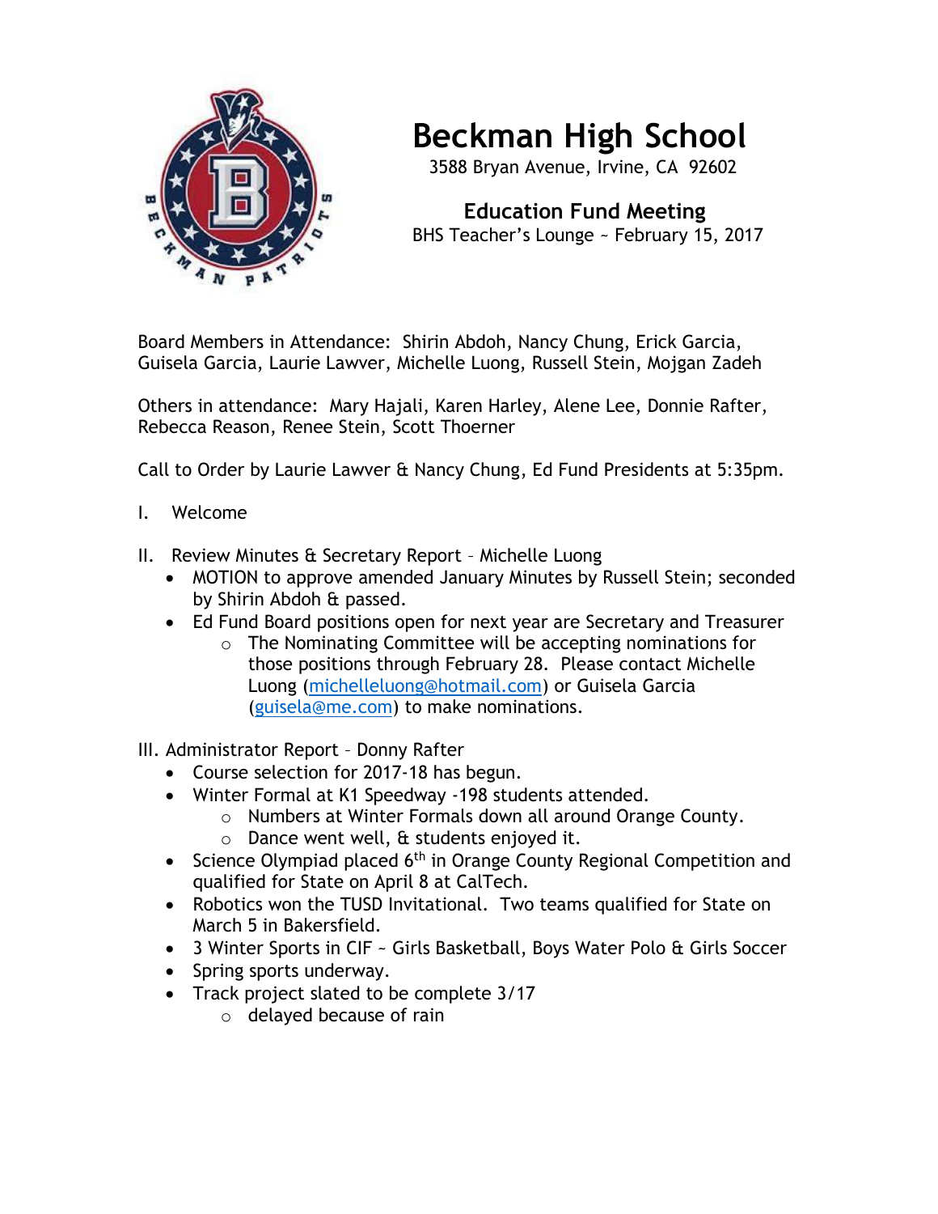# Beckman High School

3588 Bryan Avenue, Irvine, CA 92602

## Education Fund Meeting

BHS Teacher's Lounge ~ February 15, 2017

Board Members in Attendance: Shirin Abdoh, Nancy Chung, Erick Garcia, Guisela Garcia, Laurie Lawver, Michelle Luong, Russell Stein, Mojgan Zadeh

Others in attendance: Mary Hajali, Karen Harley, Alene Lee, Donnie Rafter, Rebecca Reason, Renee Stein, Scott Thoerner

Call to Order by Laurie Lawver & Nancy Chung, Ed Fund Presidents at 5:35pm.

I. Welcome

II. Review Minutes & Secretary Report – Michelle Luong
- MOTION to approve amended January Minutes by Russell Stein; seconded by Shirin Abdoh & passed.
- Ed Fund Board positions open for next year are Secretary and Treasurer
  - The Nominating Committee will be accepting nominations for those positions through February 28. Please contact Michelle Luong (michelleluong@hotmail.com) or Guisela Garcia (guisela@me.com) to make nominations.

III. Administrator Report – Donny Rafter
- Course selection for 2017-18 has begun.
- Winter Formal at K1 Speedway -198 students attended.
  - Numbers at Winter Formals down all around Orange County.
  - Dance went well, & students enjoyed it.
- Science Olympiad placed 6th in Orange County Regional Competition and qualified for State on April 8 at CalTech.
- Robotics won the TUSD Invitational. Two teams qualified for State on March 5 in Bakersfield.
- 3 Winter Sports in CIF ~ Girls Basketball, Boys Water Polo & Girls Soccer
- Spring sports underway.
- Track project slated to be complete 3/17
  - delayed because of rain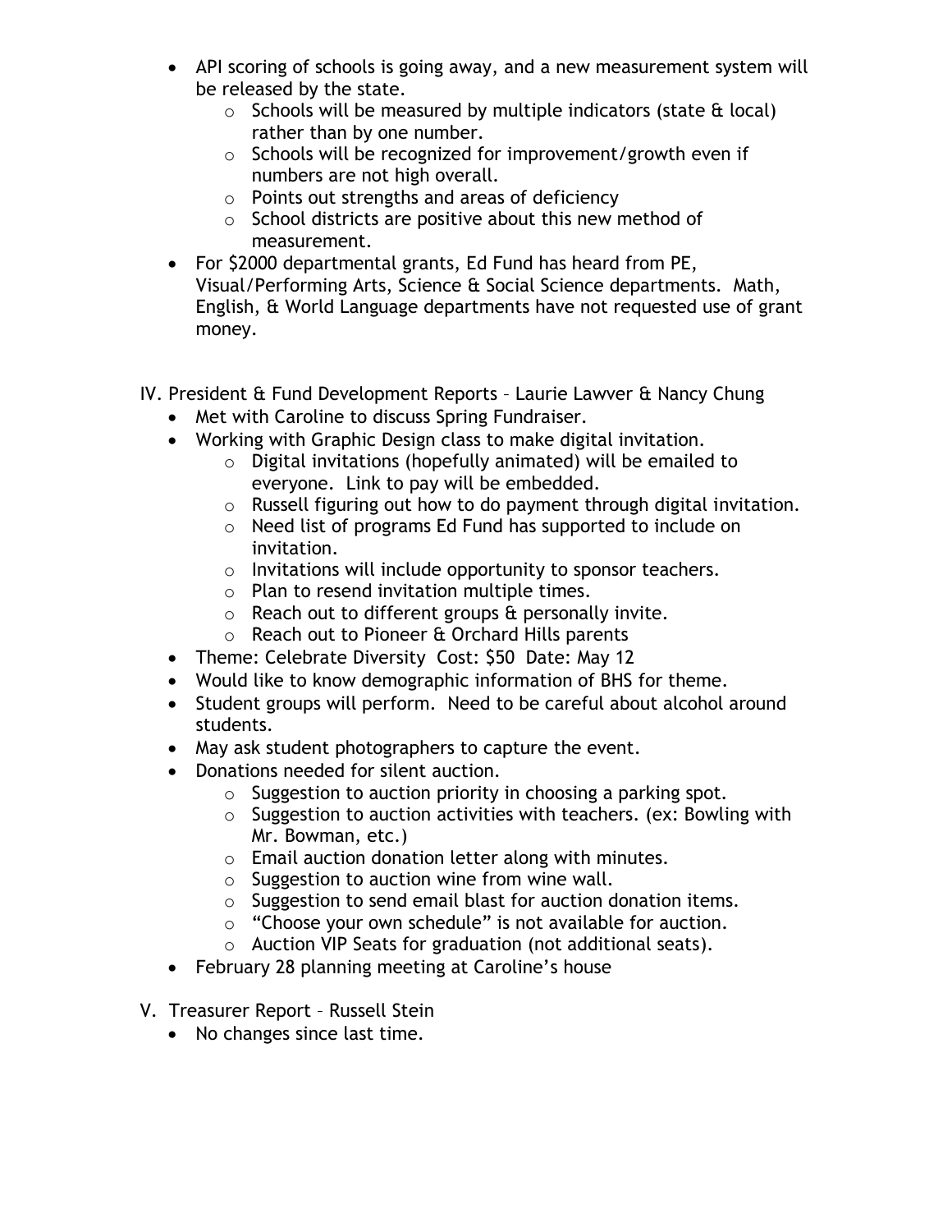- API scoring of schools is going away, and a new measurement system will be released by the state.
  - Schools will be measured by multiple indicators (state & local) rather than by one number.
  - Schools will be recognized for improvement/growth even if numbers are not high overall.
  - Points out strengths and areas of deficiency
  - School districts are positive about this new method of measurement.
- For $2000 departmental grants, Ed Fund has heard from PE, Visual/Performing Arts, Science & Social Science departments. Math, English, & World Language departments have not requested use of grant money.

IV. President & Fund Development Reports – Laurie Lawver & Nancy Chung

- Met with Caroline to discuss Spring Fundraiser.
- Working with Graphic Design class to make digital invitation.
  - Digital invitations (hopefully animated) will be emailed to everyone. Link to pay will be embedded.
  - Russell figuring out how to do payment through digital invitation.
  - Need list of programs Ed Fund has supported to include on invitation.
  - Invitations will include opportunity to sponsor teachers.
  - Plan to resend invitation multiple times.
  - Reach out to different groups & personally invite.
  - Reach out to Pioneer & Orchard Hills parents
- Theme: Celebrate Diversity Cost: $50 Date: May 12
- Would like to know demographic information of BHS for theme.
- Student groups will perform. Need to be careful about alcohol around students.
- May ask student photographers to capture the event.
- Donations needed for silent auction.
  - Suggestion to auction priority in choosing a parking spot.
  - Suggestion to auction activities with teachers. (ex: Bowling with Mr. Bowman, etc.)
  - Email auction donation letter along with minutes.
  - Suggestion to auction wine from wine wall.
  - Suggestion to send email blast for auction donation items.
  - "Choose your own schedule" is not available for auction.
  - Auction VIP Seats for graduation (not additional seats).
- February 28 planning meeting at Caroline's house

V. Treasurer Report – Russell Stein

- No changes since last time.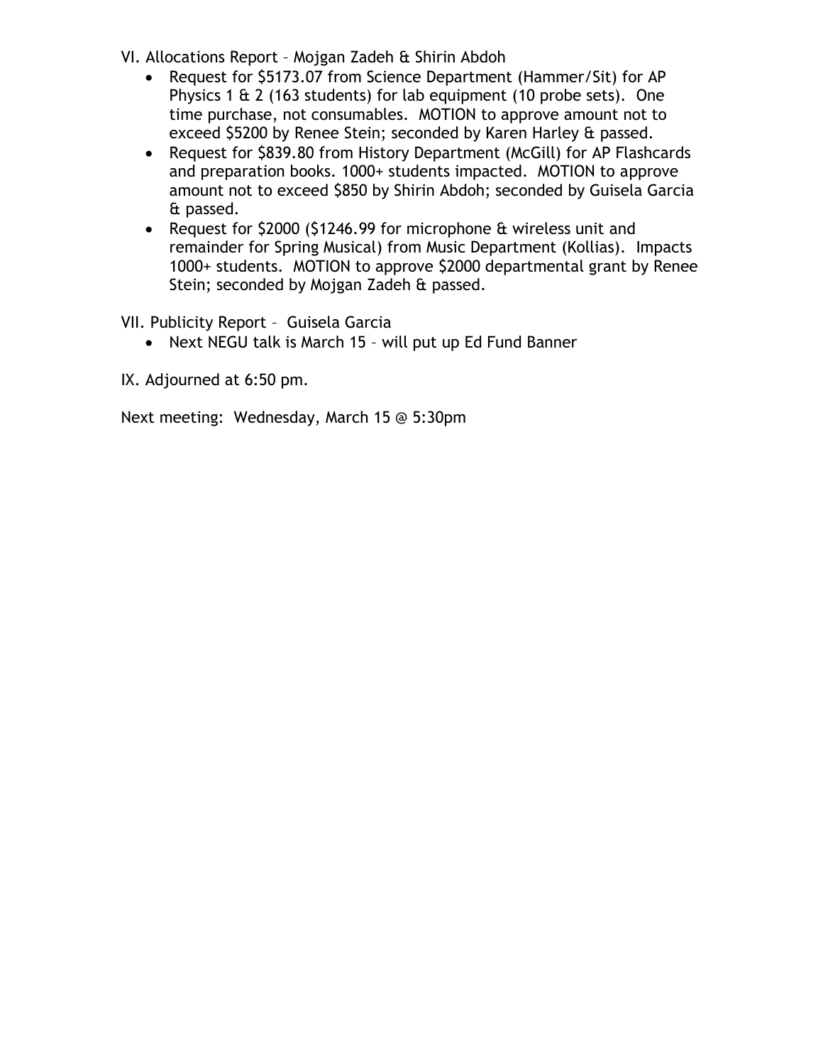VI. Allocations Report – Mojgan Zadeh & Shirin Abdoh

- Request for $5173.07 from Science Department (Hammer/Sit) for AP Physics 1 & 2 (163 students) for lab equipment (10 probe sets). One time purchase, not consumables. MOTION to approve amount not to exceed $5200 by Renee Stein; seconded by Karen Harley & passed.
- Request for $839.80 from History Department (McGill) for AP Flashcards and preparation books. 1000+ students impacted. MOTION to approve amount not to exceed $850 by Shirin Abdoh; seconded by Guisela Garcia & passed.
- Request for $2000 ($1246.99 for microphone & wireless unit and remainder for Spring Musical) from Music Department (Kollias). Impacts 1000+ students. MOTION to approve $2000 departmental grant by Renee Stein; seconded by Mojgan Zadeh & passed.

VII. Publicity Report – Guisela Garcia

- Next NEGU talk is March 15 – will put up Ed Fund Banner

IX. Adjourned at 6:50 pm.

Next meeting: Wednesday, March 15 @ 5:30pm